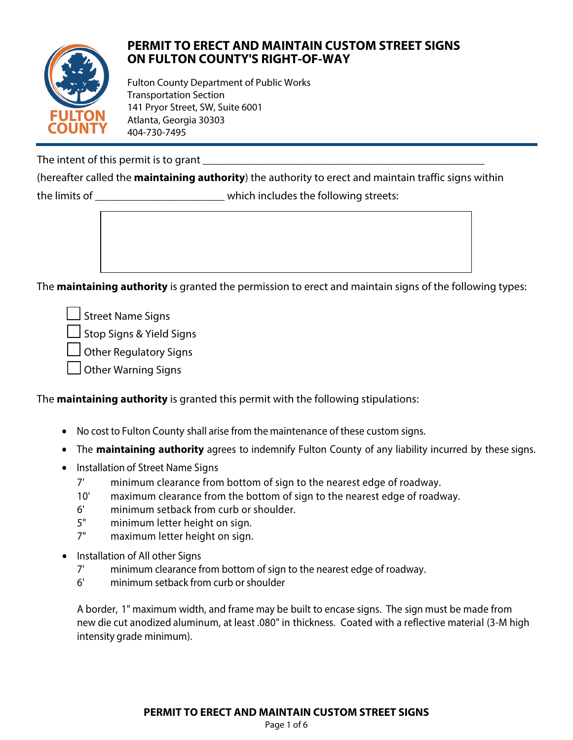# PERMIT TO ERECT AND MAINTAIN CUSTOM STREET SIGNS ON FULTON COUNTY'S RIGHT-OF-WAY

Fulton County Department of Public Works
Transportation Section
141 Pryor Street, SW, Suite 6001
Atlanta, Georgia 30303
404-730-7495

---

The intent of this permit is to grant ________________________________________________

(hereafter called the **maintaining authority**) the authority to erect and maintain traffic signs within the limits of _______________________ which includes the following streets:

| |
|---|
| |

The **maintaining authority** is granted the permission to erect and maintain signs of the following types:

- ☐ Street Name Signs
- ☐ Stop Signs & Yield Signs
- ☐ Other Regulatory Signs
- ☐ Other Warning Signs

The **maintaining authority** is granted this permit with the following stipulations:

- No cost to Fulton County shall arise from the maintenance of these custom signs.
- The **maintaining authority** agrees to indemnify Fulton County of any liability incurred by these signs.
- Installation of Street Name Signs
  - 7' minimum clearance from bottom of sign to the nearest edge of roadway.
  - 10' maximum clearance from the bottom of sign to the nearest edge of roadway.
  - 6' minimum setback from curb or shoulder.
  - 5" minimum letter height on sign.
  - 7" maximum letter height on sign.
- Installation of All other Signs
  - 7' minimum clearance from bottom of sign to the nearest edge of roadway.
  - 6' minimum setback from curb or shoulder

A border, 1" maximum width, and frame may be built to encase signs. The sign must be made from new die cut anodized aluminum, at least .080" in thickness. Coated with a reflective material (3-M high intensity grade minimum).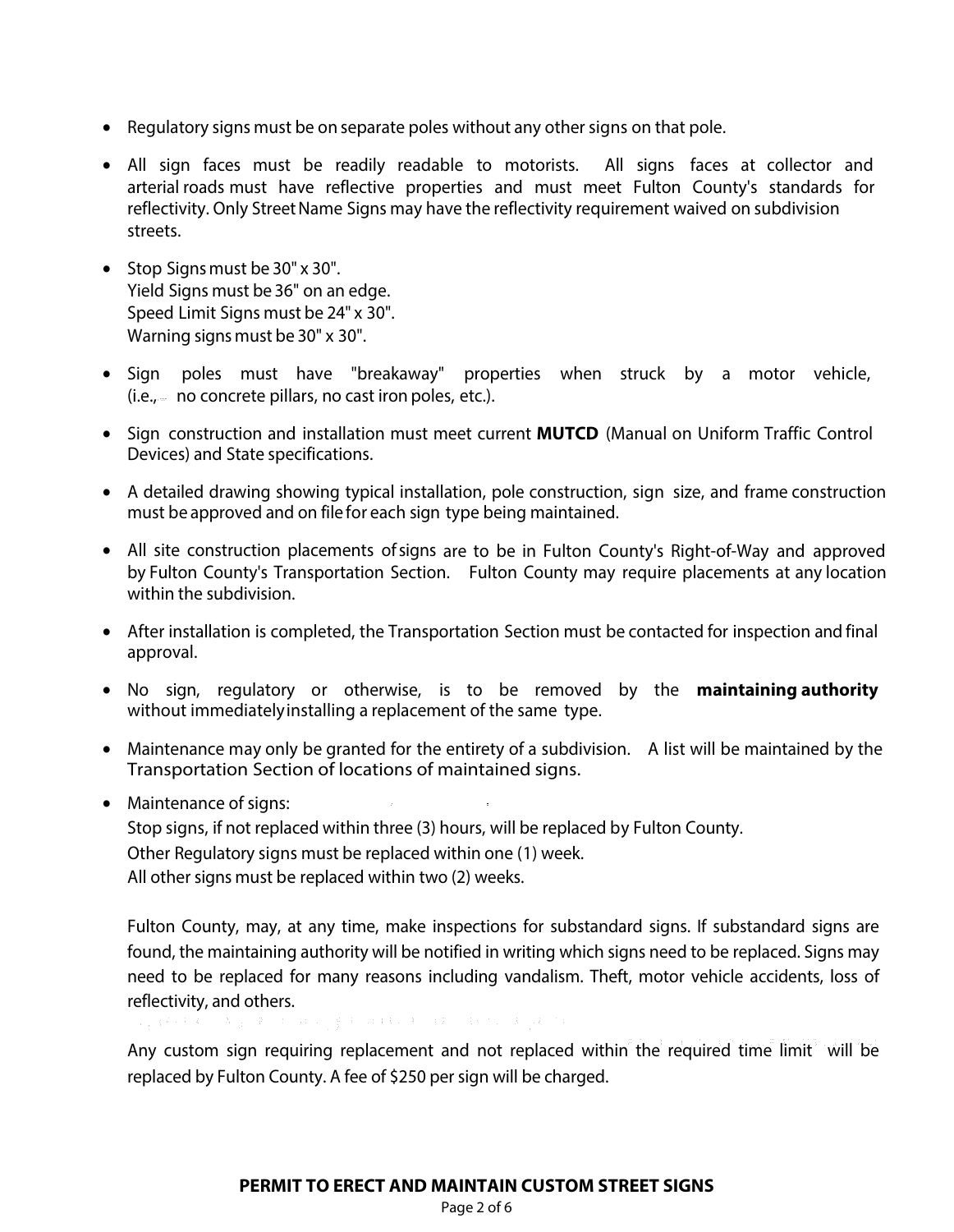- Regulatory signs must be on separate poles without any other signs on that pole.
- All sign faces must be readily readable to motorists. All signs faces at collector and arterial roads must have reflective properties and must meet Fulton County's standards for reflectivity. Only Street Name Signs may have the reflectivity requirement waived on subdivision streets.
- Stop Signs must be 30" x 30".
  Yield Signs must be 36" on an edge.
  Speed Limit Signs must be 24" x 30".
  Warning signs must be 30" x 30".
- Sign poles must have "breakaway" properties when struck by a motor vehicle, (i.e., no concrete pillars, no cast iron poles, etc.).
- Sign construction and installation must meet current **MUTCD** (Manual on Uniform Traffic Control Devices) and State specifications.
- A detailed drawing showing typical installation, pole construction, sign size, and frame construction must be approved and on file for each sign type being maintained.
- All site construction placements of signs are to be in Fulton County's Right-of-Way and approved by Fulton County's Transportation Section. Fulton County may require placements at any location within the subdivision.
- After installation is completed, the Transportation Section must be contacted for inspection and final approval.
- No sign, regulatory or otherwise, is to be removed by the **maintaining authority** without immediately installing a replacement of the same type.
- Maintenance may only be granted for the entirety of a subdivision. A list will be maintained by the Transportation Section of locations of maintained signs.
- Maintenance of signs:
  Stop signs, if not replaced within three (3) hours, will be replaced by Fulton County.
  Other Regulatory signs must be replaced within one (1) week.
  All other signs must be replaced within two (2) weeks.

  Fulton County, may, at any time, make inspections for substandard signs. If substandard signs are found, the maintaining authority will be notified in writing which signs need to be replaced. Signs may need to be replaced for many reasons including vandalism. Theft, motor vehicle accidents, loss of reflectivity, and others.

  Any custom sign requiring replacement and not replaced within the required time limit will be replaced by Fulton County. A fee of $250 per sign will be charged.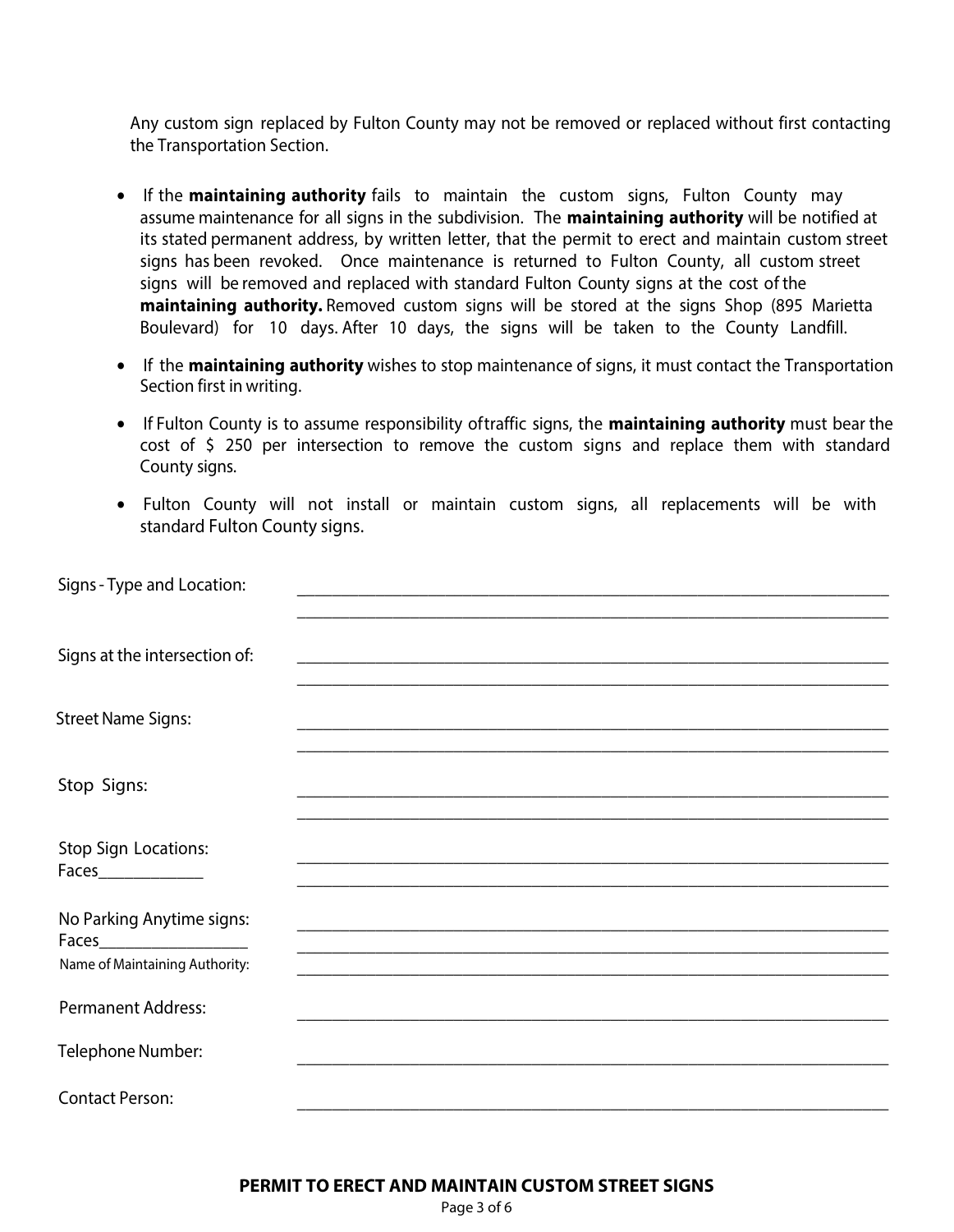Any custom sign replaced by Fulton County may not be removed or replaced without first contacting the Transportation Section.

- If the **maintaining authority** fails to maintain the custom signs, Fulton County may assume maintenance for all signs in the subdivision. The **maintaining authority** will be notified at its stated permanent address, by written letter, that the permit to erect and maintain custom street signs has been revoked. Once maintenance is returned to Fulton County, all custom street signs will be removed and replaced with standard Fulton County signs at the cost of the **maintaining authority.** Removed custom signs will be stored at the signs Shop (895 Marietta Boulevard) for 10 days. After 10 days, the signs will be taken to the County Landfill.
- If the **maintaining authority** wishes to stop maintenance of signs, it must contact the Transportation Section first in writing.
- If Fulton County is to assume responsibility oftraffic signs, the **maintaining authority** must bear the cost of $ 250 per intersection to remove the custom signs and replace them with standard County signs.
- Fulton County will not install or maintain custom signs, all replacements will be with standard Fulton County signs.

Signs - Type and Location: ____________________________________________

____________________________________________

Signs at the intersection of: ____________________________________________

____________________________________________

Street Name Signs: ____________________________________________

____________________________________________

Stop Signs: ____________________________________________

____________________________________________

Stop Sign Locations: ____________________________________________

Faces____________ ____________________________________________

No Parking Anytime signs: ____________________________________________

Faces_________________ ____________________________________________

Name of Maintaining Authority: ____________________________________________

Permanent Address: ____________________________________________

Telephone Number: ____________________________________________

Contact Person: ____________________________________________

**PERMIT TO ERECT AND MAINTAIN CUSTOM STREET SIGNS**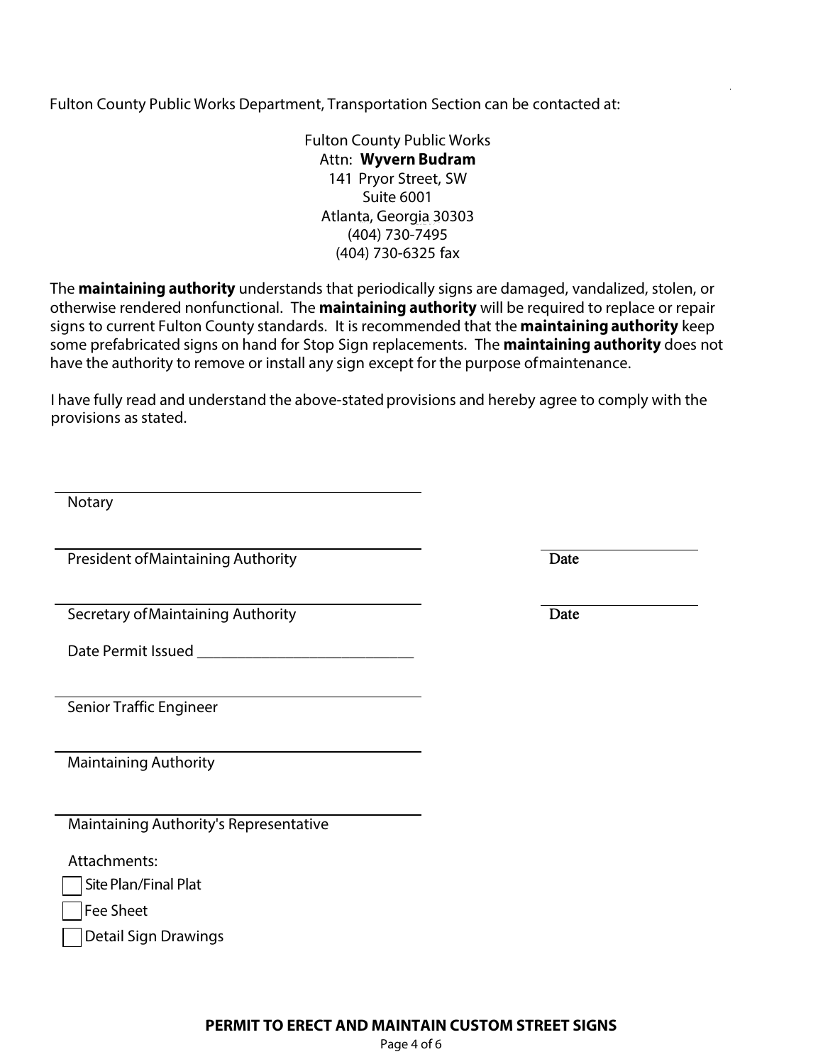Fulton County Public Works Department, Transportation Section can be contacted at:

Fulton County Public Works  
Attn: **Wyvern Budram**  
141 Pryor Street, SW  
Suite 6001  
Atlanta, Georgia 30303  
(404) 730-7495  
(404) 730-6325 fax

The **maintaining authority** understands that periodically signs are damaged, vandalized, stolen, or otherwise rendered nonfunctional. The **maintaining authority** will be required to replace or repair signs to current Fulton County standards. It is recommended that the **maintaining authority** keep some prefabricated signs on hand for Stop Sign replacements. The **maintaining authority** does not have the authority to remove or install any sign except for the purpose of maintenance.

I have fully read and understand the above-stated provisions and hereby agree to comply with the provisions as stated.

\_\_\_\_\_\_\_\_\_\_\_\_\_\_\_\_\_\_\_\_\_\_\_\_\_\_\_\_\_\_\_\_\_\_\_\_\_\_\_\_  
Notary

\_\_\_\_\_\_\_\_\_\_\_\_\_\_\_\_\_\_\_\_\_\_\_\_\_\_\_\_\_\_\_\_\_\_\_\_\_\_\_\_ \_\_\_\_\_\_\_\_\_\_\_\_\_\_\_\_\_\_  
President of Maintaining Authority Date

\_\_\_\_\_\_\_\_\_\_\_\_\_\_\_\_\_\_\_\_\_\_\_\_\_\_\_\_\_\_\_\_\_\_\_\_\_\_\_\_ \_\_\_\_\_\_\_\_\_\_\_\_\_\_\_\_\_\_  
Secretary of Maintaining Authority Date

Date Permit Issued \_\_\_\_\_\_\_\_\_\_\_\_\_\_\_\_\_\_\_\_\_\_\_\_\_\_\_\_

\_\_\_\_\_\_\_\_\_\_\_\_\_\_\_\_\_\_\_\_\_\_\_\_\_\_\_\_\_\_\_\_\_\_\_\_\_\_\_\_  
Senior Traffic Engineer

\_\_\_\_\_\_\_\_\_\_\_\_\_\_\_\_\_\_\_\_\_\_\_\_\_\_\_\_\_\_\_\_\_\_\_\_\_\_\_\_  
Maintaining Authority

\_\_\_\_\_\_\_\_\_\_\_\_\_\_\_\_\_\_\_\_\_\_\_\_\_\_\_\_\_\_\_\_\_\_\_\_\_\_\_\_  
Maintaining Authority's Representative

Attachments:

- [ ] Site Plan/Final Plat
- [ ] Fee Sheet
- [ ] Detail Sign Drawings

**PERMIT TO ERECT AND MAINTAIN CUSTOM STREET SIGNS**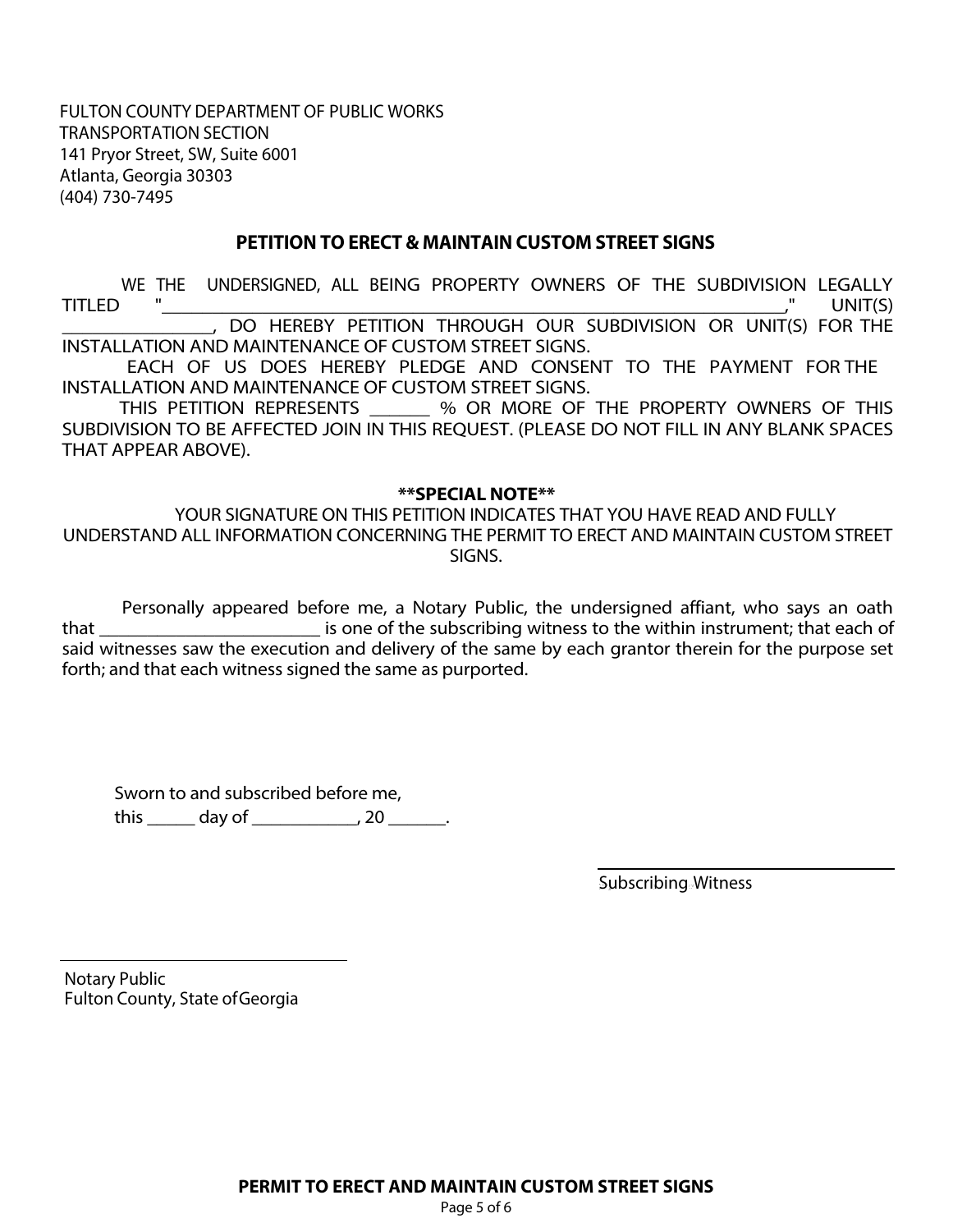FULTON COUNTY DEPARTMENT OF PUBLIC WORKS
TRANSPORTATION SECTION
141 Pryor Street, SW, Suite 6001
Atlanta, Georgia 30303
(404) 730-7495

## PETITION TO ERECT & MAINTAIN CUSTOM STREET SIGNS

WE THE UNDERSIGNED, ALL BEING PROPERTY OWNERS OF THE SUBDIVISION LEGALLY TITLED "________________________________________________________________," UNIT(S) ________________, DO HEREBY PETITION THROUGH OUR SUBDIVISION OR UNIT(S) FOR THE INSTALLATION AND MAINTENANCE OF CUSTOM STREET SIGNS.

EACH OF US DOES HEREBY PLEDGE AND CONSENT TO THE PAYMENT FOR THE INSTALLATION AND MAINTENANCE OF CUSTOM STREET SIGNS.

THIS PETITION REPRESENTS _______ % OR MORE OF THE PROPERTY OWNERS OF THIS SUBDIVISION TO BE AFFECTED JOIN IN THIS REQUEST. (PLEASE DO NOT FILL IN ANY BLANK SPACES THAT APPEAR ABOVE).

**\*\*SPECIAL NOTE\*\***

YOUR SIGNATURE ON THIS PETITION INDICATES THAT YOU HAVE READ AND FULLY UNDERSTAND ALL INFORMATION CONCERNING THE PERMIT TO ERECT AND MAINTAIN CUSTOM STREET SIGNS.

Personally appeared before me, a Notary Public, the undersigned affiant, who says an oath that ________________________ is one of the subscribing witness to the within instrument; that each of said witnesses saw the execution and delivery of the same by each grantor therein for the purpose set forth; and that each witness signed the same as purported.

Sworn to and subscribed before me,
this _____ day of ___________, 20 ______.

______________________________
Subscribing Witness

______________________________
Notary Public
Fulton County, State of Georgia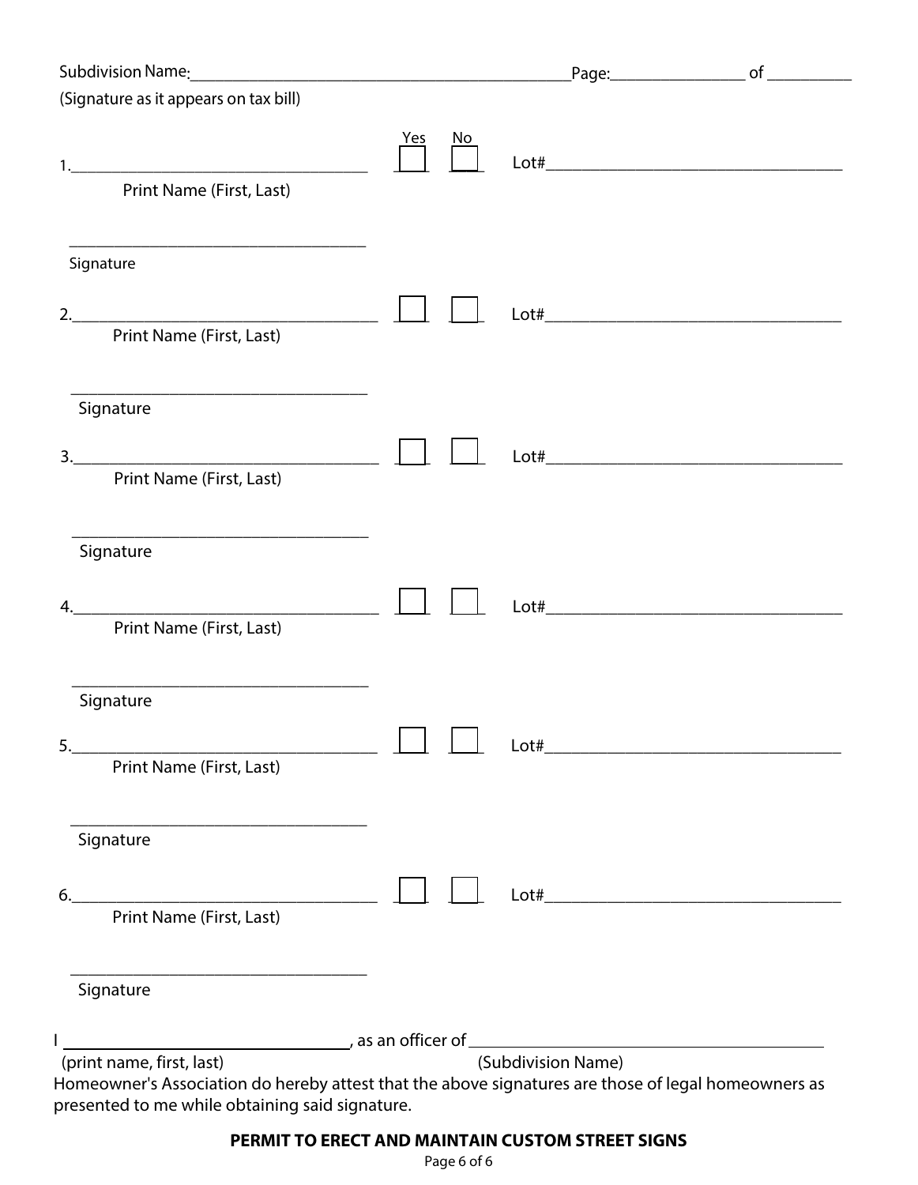Subdivision Name:_____________________________________________Page:_______________ of __________

(Signature as it appears on tax bill)

| | Yes | No | |
|---|---|---|---|
| 1.___________________________________ Print Name (First, Last) | ☐ | ☐ | Lot#_________________________________ |
| ___________________________________ Signature | | | |
| 2.___________________________________ Print Name (First, Last) | ☐ | ☐ | Lot#_________________________________ |
| ___________________________________ Signature | | | |
| 3.___________________________________ Print Name (First, Last) | ☐ | ☐ | Lot#_________________________________ |
| ___________________________________ Signature | | | |
| 4.___________________________________ Print Name (First, Last) | ☐ | ☐ | Lot#_________________________________ |
| ___________________________________ Signature | | | |
| 5.___________________________________ Print Name (First, Last) | ☐ | ☐ | Lot#_________________________________ |
| ___________________________________ Signature | | | |
| 6.___________________________________ Print Name (First, Last) | ☐ | ☐ | Lot#_________________________________ |
| ___________________________________ Signature | | | |

I ________________________________, as an officer of ________________________________________

(print name, first, last) (Subdivision Name)

Homeowner's Association do hereby attest that the above signatures are those of legal homeowners as presented to me while obtaining said signature.

**PERMIT TO ERECT AND MAINTAIN CUSTOM STREET SIGNS**